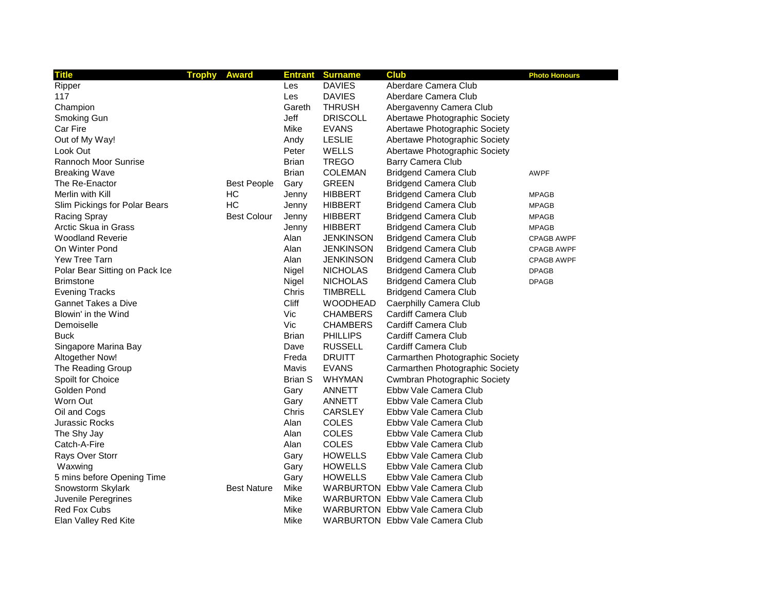| Title | Trophy | Award | Entrant | Surname | Club | Photo Honours |
|---|---|---|---|---|---|---|
| Ripper | | | Les | DAVIES | Aberdare Camera Club | |
| 117 | | | Les | DAVIES | Aberdare Camera Club | |
| Champion | | | Gareth | THRUSH | Abergavenny Camera Club | |
| Smoking Gun | | | Jeff | DRISCOLL | Abertawe Photographic Society | |
| Car Fire | | | Mike | EVANS | Abertawe Photographic Society | |
| Out of My Way! | | | Andy | LESLIE | Abertawe Photographic Society | |
| Look Out | | | Peter | WELLS | Abertawe Photographic Society | |
| Rannoch Moor Sunrise | | | Brian | TREGO | Barry Camera Club | |
| Breaking Wave | | | Brian | COLEMAN | Bridgend Camera Club | AWPF |
| The Re-Enactor | | Best People | Gary | GREEN | Bridgend Camera Club | |
| Merlin with Kill | | HC | Jenny | HIBBERT | Bridgend Camera Club | MPAGB |
| Slim Pickings for Polar Bears | | HC | Jenny | HIBBERT | Bridgend Camera Club | MPAGB |
| Racing Spray | | Best Colour | Jenny | HIBBERT | Bridgend Camera Club | MPAGB |
| Arctic Skua in Grass | | | Jenny | HIBBERT | Bridgend Camera Club | MPAGB |
| Woodland Reverie | | | Alan | JENKINSON | Bridgend Camera Club | CPAGB AWPF |
| On Winter Pond | | | Alan | JENKINSON | Bridgend Camera Club | CPAGB AWPF |
| Yew Tree Tarn | | | Alan | JENKINSON | Bridgend Camera Club | CPAGB AWPF |
| Polar Bear Sitting on Pack Ice | | | Nigel | NICHOLAS | Bridgend Camera Club | DPAGB |
| Brimstone | | | Nigel | NICHOLAS | Bridgend Camera Club | DPAGB |
| Evening Tracks | | | Chris | TIMBRELL | Bridgend Camera Club | |
| Gannet Takes a Dive | | | Cliff | WOODHEAD | Caerphilly Camera Club | |
| Blowin' in the Wind | | | Vic | CHAMBERS | Cardiff Camera Club | |
| Demoiselle | | | Vic | CHAMBERS | Cardiff Camera Club | |
| Buck | | | Brian | PHILLIPS | Cardiff Camera Club | |
| Singapore Marina Bay | | | Dave | RUSSELL | Cardiff Camera Club | |
| Altogether Now! | | | Freda | DRUITT | Carmarthen Photographic Society | |
| The Reading Group | | | Mavis | EVANS | Carmarthen Photographic Society | |
| Spoilt for Choice | | | Brian S | WHYMAN | Cwmbran Photographic Society | |
| Golden Pond | | | Gary | ANNETT | Ebbw Vale Camera Club | |
| Worn Out | | | Gary | ANNETT | Ebbw Vale Camera Club | |
| Oil and Cogs | | | Chris | CARSLEY | Ebbw Vale Camera Club | |
| Jurassic Rocks | | | Alan | COLES | Ebbw Vale Camera Club | |
| The Shy Jay | | | Alan | COLES | Ebbw Vale Camera Club | |
| Catch-A-Fire | | | Alan | COLES | Ebbw Vale Camera Club | |
| Rays Over Storr | | | Gary | HOWELLS | Ebbw Vale Camera Club | |
| Waxwing | | | Gary | HOWELLS | Ebbw Vale Camera Club | |
| 5 mins before Opening Time | | | Gary | HOWELLS | Ebbw Vale Camera Club | |
| Snowstorm Skylark | | Best Nature | Mike | WARBURTON | Ebbw Vale Camera Club | |
| Juvenile Peregrines | | | Mike | WARBURTON | Ebbw Vale Camera Club | |
| Red Fox Cubs | | | Mike | WARBURTON | Ebbw Vale Camera Club | |
| Elan Valley Red Kite | | | Mike | WARBURTON | Ebbw Vale Camera Club | |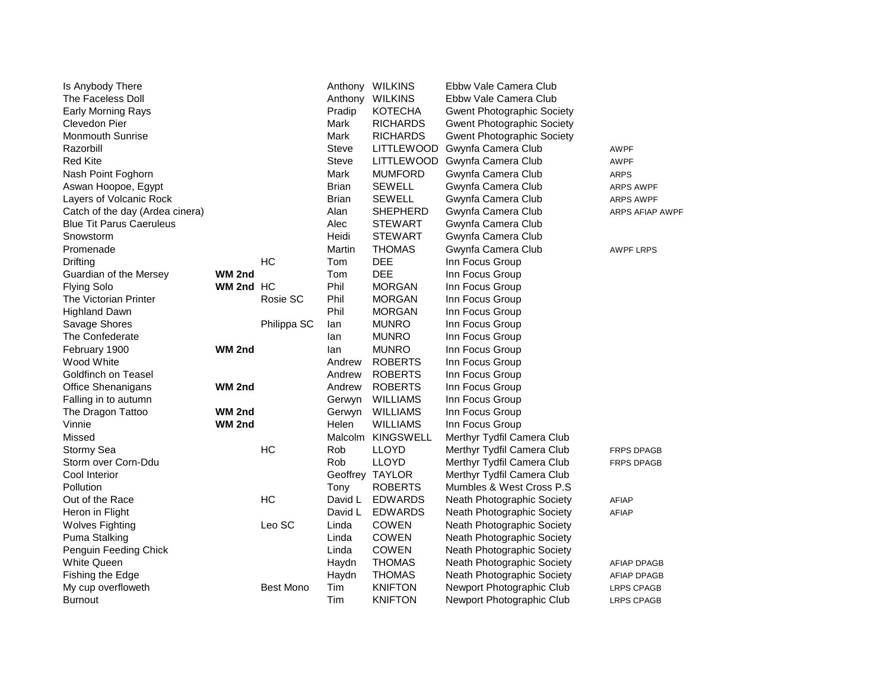| Title | Award 1 | Award 2 | First Name | Surname | Club | Distinctions |
|---|---|---|---|---|---|---|
| Is Anybody There | | | Anthony | WILKINS | Ebbw Vale Camera Club | |
| The Faceless Doll | | | Anthony | WILKINS | Ebbw Vale Camera Club | |
| Early Morning Rays | | | Pradip | KOTECHA | Gwent Photographic Society | |
| Clevedon Pier | | | Mark | RICHARDS | Gwent Photographic Society | |
| Monmouth Sunrise | | | Mark | RICHARDS | Gwent Photographic Society | |
| Razorbill | | | Steve | LITTLEWOOD | Gwynfa Camera Club | AWPF |
| Red Kite | | | Steve | LITTLEWOOD | Gwynfa Camera Club | AWPF |
| Nash Point Foghorn | | | Mark | MUMFORD | Gwynfa Camera Club | ARPS |
| Aswan Hoopoe, Egypt | | | Brian | SEWELL | Gwynfa Camera Club | ARPS AWPF |
| Layers of Volcanic Rock | | | Brian | SEWELL | Gwynfa Camera Club | ARPS AWPF |
| Catch of the day (Ardea cinera) | | | Alan | SHEPHERD | Gwynfa Camera Club | ARPS AFIAP AWPF |
| Blue Tit Parus Caeruleus | | | Alec | STEWART | Gwynfa Camera Club | |
| Snowstorm | | | Heidi | STEWART | Gwynfa Camera Club | |
| Promenade | | | Martin | THOMAS | Gwynfa Camera Club | AWPF LRPS |
| Drifting | | HC | Tom | DEE | Inn Focus Group | |
| Guardian of the Mersey | **WM 2nd** | | Tom | DEE | Inn Focus Group | |
| Flying Solo | **WM 2nd** | HC | Phil | MORGAN | Inn Focus Group | |
| The Victorian Printer | | Rosie SC | Phil | MORGAN | Inn Focus Group | |
| Highland Dawn | | | Phil | MORGAN | Inn Focus Group | |
| Savage Shores | | Philippa SC | Ian | MUNRO | Inn Focus Group | |
| The Confederate | | | Ian | MUNRO | Inn Focus Group | |
| February 1900 | **WM 2nd** | | Ian | MUNRO | Inn Focus Group | |
| Wood White | | | Andrew | ROBERTS | Inn Focus Group | |
| Goldfinch on Teasel | | | Andrew | ROBERTS | Inn Focus Group | |
| Office Shenanigans | **WM 2nd** | | Andrew | ROBERTS | Inn Focus Group | |
| Falling in to autumn | | | Gerwyn | WILLIAMS | Inn Focus Group | |
| The Dragon Tattoo | **WM 2nd** | | Gerwyn | WILLIAMS | Inn Focus Group | |
| Vinnie | **WM 2nd** | | Helen | WILLIAMS | Inn Focus Group | |
| Missed | | | Malcolm | KINGSWELL | Merthyr Tydfil Camera Club | |
| Stormy Sea | | HC | Rob | LLOYD | Merthyr Tydfil Camera Club | FRPS DPAGB |
| Storm over Corn-Ddu | | | Rob | LLOYD | Merthyr Tydfil Camera Club | FRPS DPAGB |
| Cool Interior | | | Geoffrey | TAYLOR | Merthyr Tydfil Camera Club | |
| Pollution | | | Tony | ROBERTS | Mumbles & West Cross P.S | |
| Out of the Race | | HC | David L | EDWARDS | Neath Photographic Society | AFIAP |
| Heron in Flight | | | David L | EDWARDS | Neath Photographic Society | AFIAP |
| Wolves Fighting | | Leo SC | Linda | COWEN | Neath Photographic Society | |
| Puma Stalking | | | Linda | COWEN | Neath Photographic Society | |
| Penguin Feeding Chick | | | Linda | COWEN | Neath Photographic Society | |
| White Queen | | | Haydn | THOMAS | Neath Photographic Society | AFIAP DPAGB |
| Fishing the Edge | | | Haydn | THOMAS | Neath Photographic Society | AFIAP DPAGB |
| My cup overfloweth | | Best Mono | Tim | KNIFTON | Newport Photographic Club | LRPS CPAGB |
| Burnout | | | Tim | KNIFTON | Newport Photographic Club | LRPS CPAGB |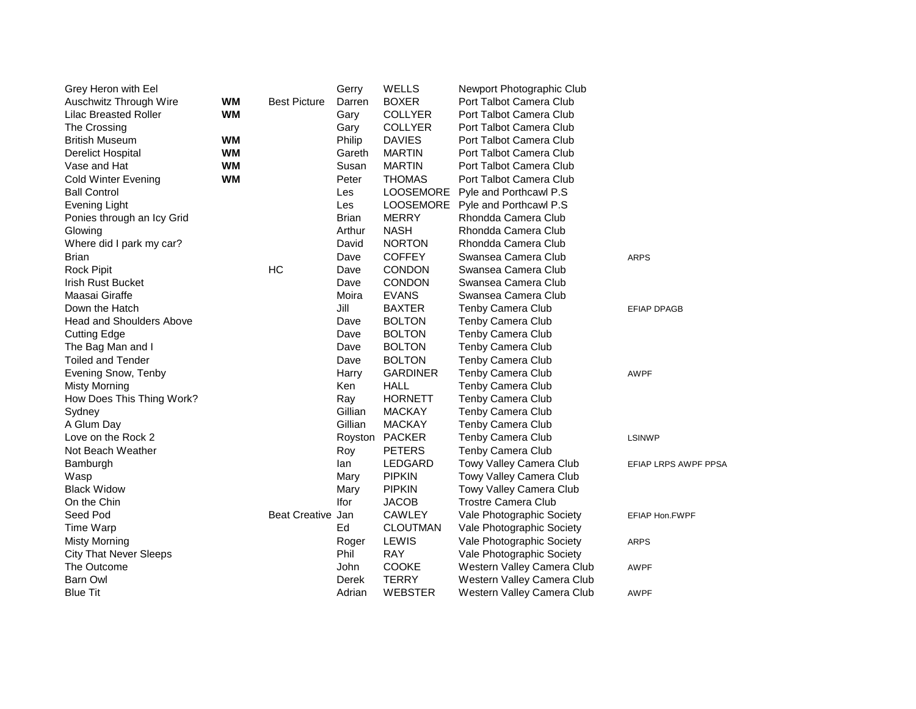| | | | | | | |
|---|---|---|---|---|---|---|
| Grey Heron with Eel | | | Gerry | WELLS | Newport Photographic Club | |
| Auschwitz Through Wire | **WM** | Best Picture | Darren | BOXER | Port Talbot Camera Club | |
| Lilac Breasted Roller | **WM** | | Gary | COLLYER | Port Talbot Camera Club | |
| The Crossing | | | Gary | COLLYER | Port Talbot Camera Club | |
| British Museum | **WM** | | Philip | DAVIES | Port Talbot Camera Club | |
| Derelict Hospital | **WM** | | Gareth | MARTIN | Port Talbot Camera Club | |
| Vase and Hat | **WM** | | Susan | MARTIN | Port Talbot Camera Club | |
| Cold Winter Evening | **WM** | | Peter | THOMAS | Port Talbot Camera Club | |
| Ball Control | | | Les | LOOSEMORE | Pyle and Porthcawl P.S | |
| Evening Light | | | Les | LOOSEMORE | Pyle and Porthcawl P.S | |
| Ponies through an Icy Grid | | | Brian | MERRY | Rhondda Camera Club | |
| Glowing | | | Arthur | NASH | Rhondda Camera Club | |
| Where did I park my car? | | | David | NORTON | Rhondda Camera Club | |
| Brian | | | Dave | COFFEY | Swansea Camera Club | ARPS |
| Rock Pipit | | HC | Dave | CONDON | Swansea Camera Club | |
| Irish Rust Bucket | | | Dave | CONDON | Swansea Camera Club | |
| Maasai Giraffe | | | Moira | EVANS | Swansea Camera Club | |
| Down the Hatch | | | Jill | BAXTER | Tenby Camera Club | EFIAP DPAGB |
| Head and Shoulders Above | | | Dave | BOLTON | Tenby Camera Club | |
| Cutting Edge | | | Dave | BOLTON | Tenby Camera Club | |
| The Bag Man and I | | | Dave | BOLTON | Tenby Camera Club | |
| Toiled and Tender | | | Dave | BOLTON | Tenby Camera Club | |
| Evening Snow, Tenby | | | Harry | GARDINER | Tenby Camera Club | AWPF |
| Misty Morning | | | Ken | HALL | Tenby Camera Club | |
| How Does This Thing Work? | | | Ray | HORNETT | Tenby Camera Club | |
| Sydney | | | Gillian | MACKAY | Tenby Camera Club | |
| A Glum Day | | | Gillian | MACKAY | Tenby Camera Club | |
| Love on the Rock 2 | | | Royston | PACKER | Tenby Camera Club | LSINWP |
| Not Beach Weather | | | Roy | PETERS | Tenby Camera Club | |
| Bamburgh | | | Ian | LEDGARD | Towy Valley Camera Club | EFIAP LRPS AWPF PPSA |
| Wasp | | | Mary | PIPKIN | Towy Valley Camera Club | |
| Black Widow | | | Mary | PIPKIN | Towy Valley Camera Club | |
| On the Chin | | | Ifor | JACOB | Trostre Camera Club | |
| Seed Pod | | Beat Creative | Jan | CAWLEY | Vale Photographic Society | EFIAP Hon.FWPF |
| Time Warp | | | Ed | CLOUTMAN | Vale Photographic Society | |
| Misty Morning | | | Roger | LEWIS | Vale Photographic Society | ARPS |
| City That Never Sleeps | | | Phil | RAY | Vale Photographic Society | |
| The Outcome | | | John | COOKE | Western Valley Camera Club | AWPF |
| Barn Owl | | | Derek | TERRY | Western Valley Camera Club | |
| Blue Tit | | | Adrian | WEBSTER | Western Valley Camera Club | AWPF |